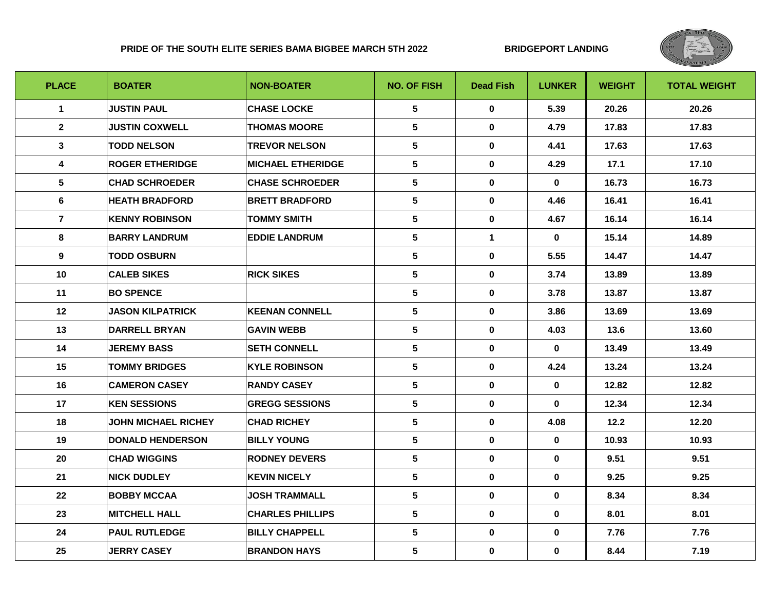**PRIDE OF THE SOUTH ELITE SERIES BAMA BIGBEE MARCH 5TH 2022** **BRIDGEPORT LANDING**

| PLACE | BOATER | NON-BOATER | NO. OF FISH | Dead Fish | LUNKER | WEIGHT | TOTAL WEIGHT |
|---|---|---|---|---|---|---|---|
| 1 | JUSTIN PAUL | CHASE LOCKE | 5 | 0 | 5.39 | 20.26 | 20.26 |
| 2 | JUSTIN COXWELL | THOMAS MOORE | 5 | 0 | 4.79 | 17.83 | 17.83 |
| 3 | TODD NELSON | TREVOR NELSON | 5 | 0 | 4.41 | 17.63 | 17.63 |
| 4 | ROGER ETHERIDGE | MICHAEL ETHERIDGE | 5 | 0 | 4.29 | 17.1 | 17.10 |
| 5 | CHAD SCHROEDER | CHASE SCHROEDER | 5 | 0 | 0 | 16.73 | 16.73 |
| 6 | HEATH BRADFORD | BRETT BRADFORD | 5 | 0 | 4.46 | 16.41 | 16.41 |
| 7 | KENNY ROBINSON | TOMMY SMITH | 5 | 0 | 4.67 | 16.14 | 16.14 |
| 8 | BARRY LANDRUM | EDDIE LANDRUM | 5 | 1 | 0 | 15.14 | 14.89 |
| 9 | TODD OSBURN | | 5 | 0 | 5.55 | 14.47 | 14.47 |
| 10 | CALEB SIKES | RICK SIKES | 5 | 0 | 3.74 | 13.89 | 13.89 |
| 11 | BO SPENCE | | 5 | 0 | 3.78 | 13.87 | 13.87 |
| 12 | JASON KILPATRICK | KEENAN CONNELL | 5 | 0 | 3.86 | 13.69 | 13.69 |
| 13 | DARRELL BRYAN | GAVIN WEBB | 5 | 0 | 4.03 | 13.6 | 13.60 |
| 14 | JEREMY BASS | SETH CONNELL | 5 | 0 | 0 | 13.49 | 13.49 |
| 15 | TOMMY BRIDGES | KYLE ROBINSON | 5 | 0 | 4.24 | 13.24 | 13.24 |
| 16 | CAMERON CASEY | RANDY CASEY | 5 | 0 | 0 | 12.82 | 12.82 |
| 17 | KEN SESSIONS | GREGG SESSIONS | 5 | 0 | 0 | 12.34 | 12.34 |
| 18 | JOHN MICHAEL RICHEY | CHAD RICHEY | 5 | 0 | 4.08 | 12.2 | 12.20 |
| 19 | DONALD HENDERSON | BILLY YOUNG | 5 | 0 | 0 | 10.93 | 10.93 |
| 20 | CHAD WIGGINS | RODNEY DEVERS | 5 | 0 | 0 | 9.51 | 9.51 |
| 21 | NICK DUDLEY | KEVIN NICELY | 5 | 0 | 0 | 9.25 | 9.25 |
| 22 | BOBBY MCCAA | JOSH TRAMMALL | 5 | 0 | 0 | 8.34 | 8.34 |
| 23 | MITCHELL HALL | CHARLES PHILLIPS | 5 | 0 | 0 | 8.01 | 8.01 |
| 24 | PAUL RUTLEDGE | BILLY CHAPPELL | 5 | 0 | 0 | 7.76 | 7.76 |
| 25 | JERRY CASEY | BRANDON HAYS | 5 | 0 | 0 | 8.44 | 7.19 |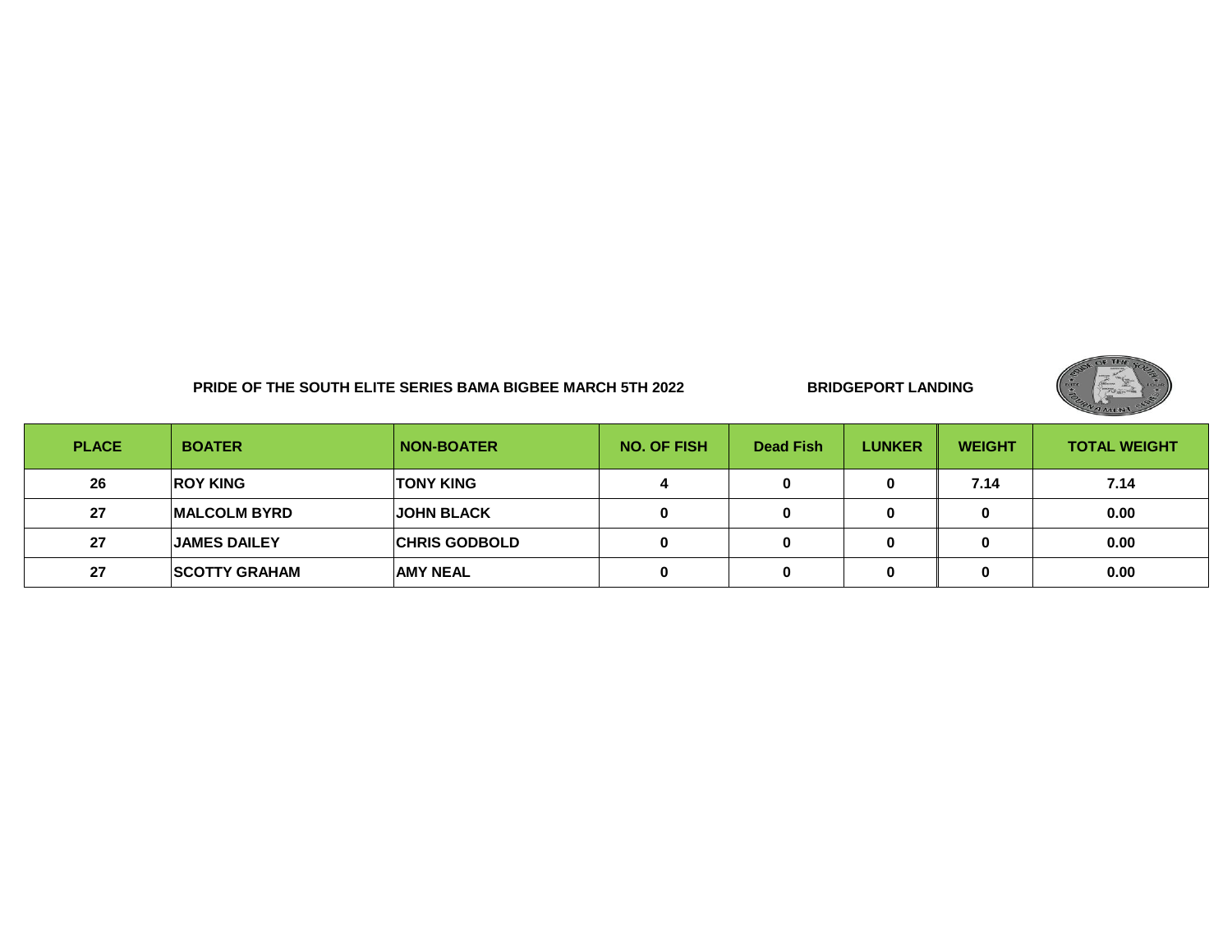**PRIDE OF THE SOUTH ELITE SERIES BAMA BIGBEE MARCH 5TH 2022** **BRIDGEPORT LANDING**

| PLACE | BOATER | NON-BOATER | NO. OF FISH | Dead Fish | LUNKER | WEIGHT | TOTAL WEIGHT |
|---|---|---|---|---|---|---|---|
| 26 | ROY KING | TONY KING | 4 | 0 | 0 | 7.14 | 7.14 |
| 27 | MALCOLM BYRD | JOHN BLACK | 0 | 0 | 0 | 0 | 0.00 |
| 27 | JAMES DAILEY | CHRIS GODBOLD | 0 | 0 | 0 | 0 | 0.00 |
| 27 | SCOTTY GRAHAM | AMY NEAL | 0 | 0 | 0 | 0 | 0.00 |